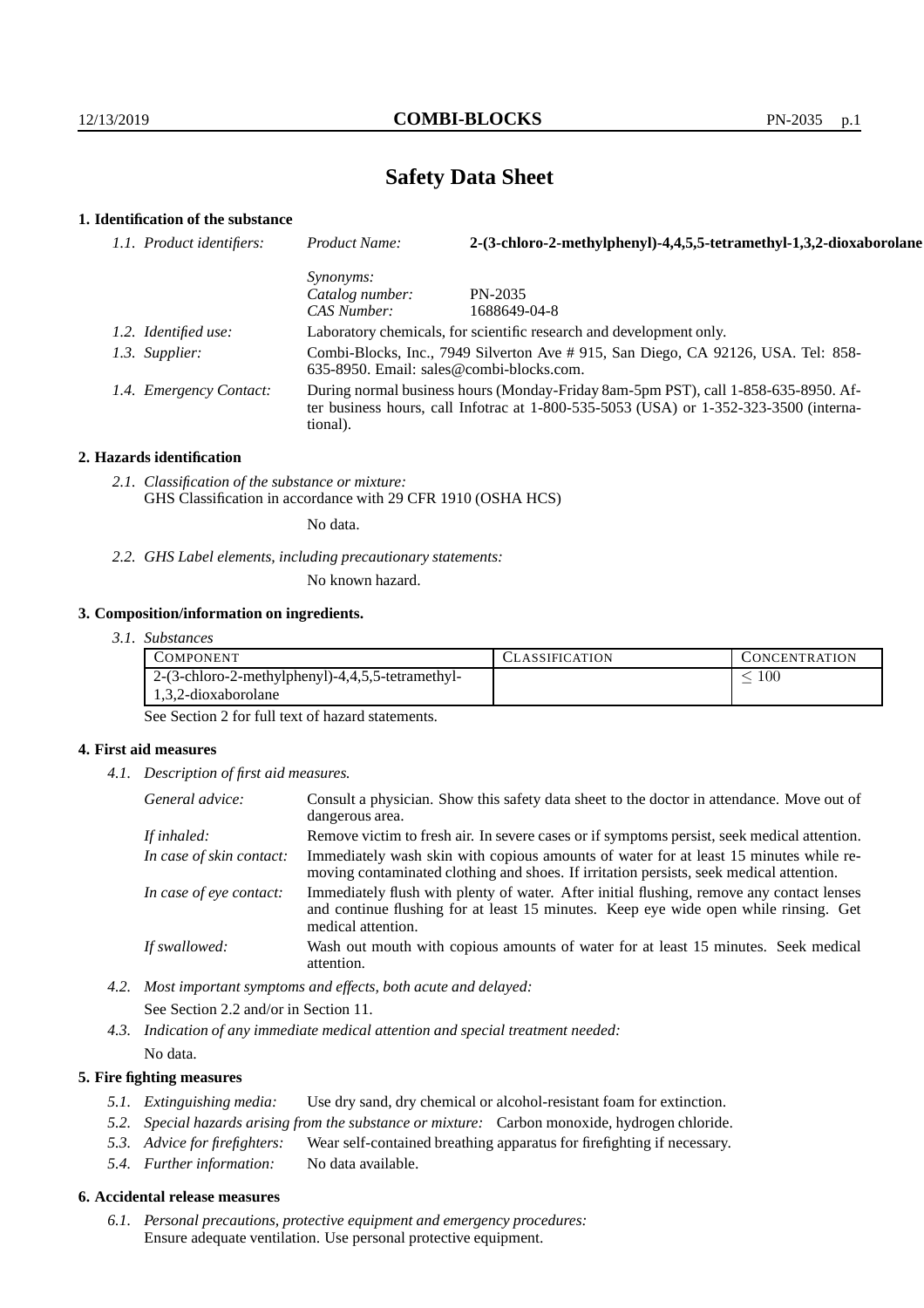# Safety Data Sheet

## 1. Identification of the substance

*1.1. Product identifiers:*
*Product Name:* **2-(3-chloro-2-methylphenyl)-4,4,5,5-tetramethyl-1,3,2-dioxaborolane**

*Synonyms:*
*Catalog number:* PN-2035
*CAS Number:* 1688649-04-8

*1.2. Identified use:* Laboratory chemicals, for scientific research and development only.

*1.3. Supplier:* Combi-Blocks, Inc., 7949 Silverton Ave # 915, San Diego, CA 92126, USA. Tel: 858-635-8950. Email: sales@combi-blocks.com.

*1.4. Emergency Contact:* During normal business hours (Monday-Friday 8am-5pm PST), call 1-858-635-8950. After business hours, call Infotrac at 1-800-535-5053 (USA) or 1-352-323-3500 (international).

## 2. Hazards identification

*2.1. Classification of the substance or mixture:*
GHS Classification in accordance with 29 CFR 1910 (OSHA HCS)

No data.

*2.2. GHS Label elements, including precautionary statements:*

No known hazard.

## 3. Composition/information on ingredients.

*3.1. Substances*

| Component | Classification | Concentration |
|---|---|---|
| 2-(3-chloro-2-methylphenyl)-4,4,5,5-tetramethyl-1,3,2-dioxaborolane | | $\leq 100$ |

See Section 2 for full text of hazard statements.

## 4. First aid measures

*4.1. Description of first aid measures.*

*General advice:* Consult a physician. Show this safety data sheet to the doctor in attendance. Move out of dangerous area.

*If inhaled:* Remove victim to fresh air. In severe cases or if symptoms persist, seek medical attention.

*In case of skin contact:* Immediately wash skin with copious amounts of water for at least 15 minutes while removing contaminated clothing and shoes. If irritation persists, seek medical attention.

*In case of eye contact:* Immediately flush with plenty of water. After initial flushing, remove any contact lenses and continue flushing for at least 15 minutes. Keep eye wide open while rinsing. Get medical attention.

*If swallowed:* Wash out mouth with copious amounts of water for at least 15 minutes. Seek medical attention.

*4.2. Most important symptoms and effects, both acute and delayed:*

See Section 2.2 and/or in Section 11.

*4.3. Indication of any immediate medical attention and special treatment needed:*

No data.

## 5. Fire fighting measures

*5.1. Extinguishing media:* Use dry sand, dry chemical or alcohol-resistant foam for extinction.

*5.2. Special hazards arising from the substance or mixture:* Carbon monoxide, hydrogen chloride.

*5.3. Advice for firefighters:* Wear self-contained breathing apparatus for firefighting if necessary.

*5.4. Further information:* No data available.

## 6. Accidental release measures

*6.1. Personal precautions, protective equipment and emergency procedures:*
Ensure adequate ventilation. Use personal protective equipment.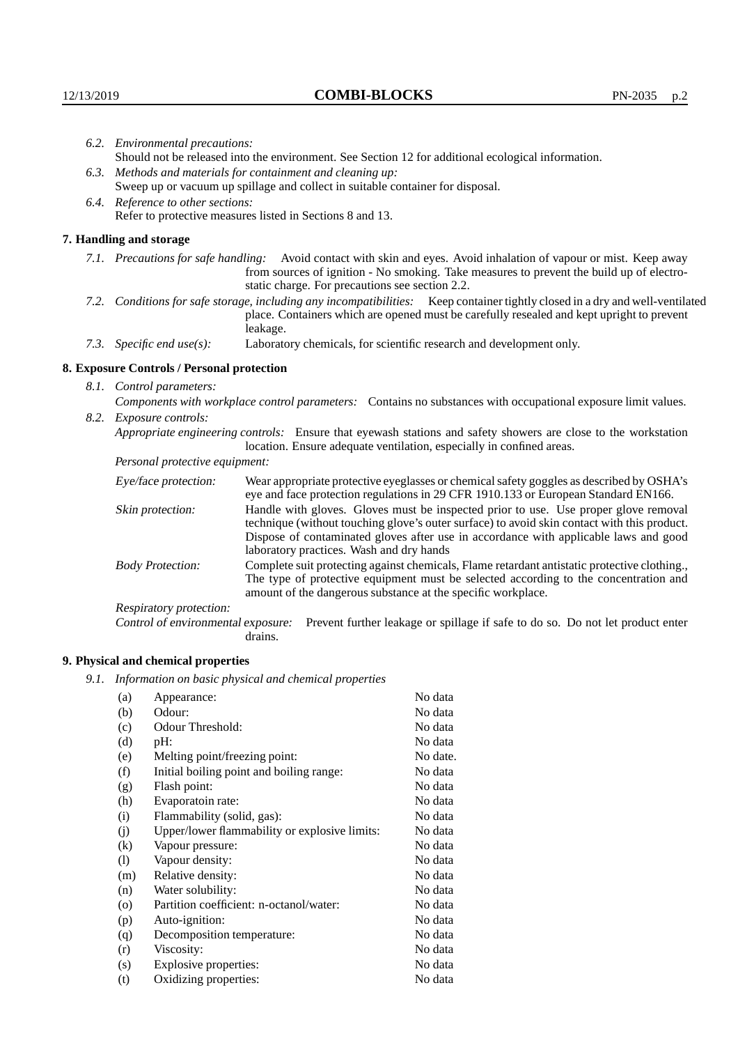6.2. *Environmental precautions:*
Should not be released into the environment. See Section 12 for additional ecological information.

6.3. *Methods and materials for containment and cleaning up:*
Sweep up or vacuum up spillage and collect in suitable container for disposal.

6.4. *Reference to other sections:*
Refer to protective measures listed in Sections 8 and 13.

## 7. Handling and storage

7.1. *Precautions for safe handling:* Avoid contact with skin and eyes. Avoid inhalation of vapour or mist. Keep away from sources of ignition - No smoking. Take measures to prevent the build up of electrostatic charge. For precautions see section 2.2.

7.2. *Conditions for safe storage, including any incompatibilities:* Keep container tightly closed in a dry and well-ventilated place. Containers which are opened must be carefully resealed and kept upright to prevent leakage.

7.3. *Specific end use(s):* Laboratory chemicals, for scientific research and development only.

## 8. Exposure Controls / Personal protection

8.1. *Control parameters:*
*Components with workplace control parameters:* Contains no substances with occupational exposure limit values.

8.2. *Exposure controls:*
*Appropriate engineering controls:* Ensure that eyewash stations and safety showers are close to the workstation location. Ensure adequate ventilation, especially in confined areas.

*Personal protective equipment:*

*Eye/face protection:* Wear appropriate protective eyeglasses or chemical safety goggles as described by OSHA's eye and face protection regulations in 29 CFR 1910.133 or European Standard EN166.

*Skin protection:* Handle with gloves. Gloves must be inspected prior to use. Use proper glove removal technique (without touching glove's outer surface) to avoid skin contact with this product. Dispose of contaminated gloves after use in accordance with applicable laws and good laboratory practices. Wash and dry hands

*Body Protection:* Complete suit protecting against chemicals, Flame retardant antistatic protective clothing., The type of protective equipment must be selected according to the concentration and amount of the dangerous substance at the specific workplace.

*Respiratory protection:*

*Control of environmental exposure:* Prevent further leakage or spillage if safe to do so. Do not let product enter drains.

## 9. Physical and chemical properties

9.1. *Information on basic physical and chemical properties*

| | | |
|---|---|---|
| (a) | Appearance: | No data |
| (b) | Odour: | No data |
| (c) | Odour Threshold: | No data |
| (d) | pH: | No data |
| (e) | Melting point/freezing point: | No date. |
| (f) | Initial boiling point and boiling range: | No data |
| (g) | Flash point: | No data |
| (h) | Evaporatoin rate: | No data |
| (i) | Flammability (solid, gas): | No data |
| (j) | Upper/lower flammability or explosive limits: | No data |
| (k) | Vapour pressure: | No data |
| (l) | Vapour density: | No data |
| (m) | Relative density: | No data |
| (n) | Water solubility: | No data |
| (o) | Partition coefficient: n-octanol/water: | No data |
| (p) | Auto-ignition: | No data |
| (q) | Decomposition temperature: | No data |
| (r) | Viscosity: | No data |
| (s) | Explosive properties: | No data |
| (t) | Oxidizing properties: | No data |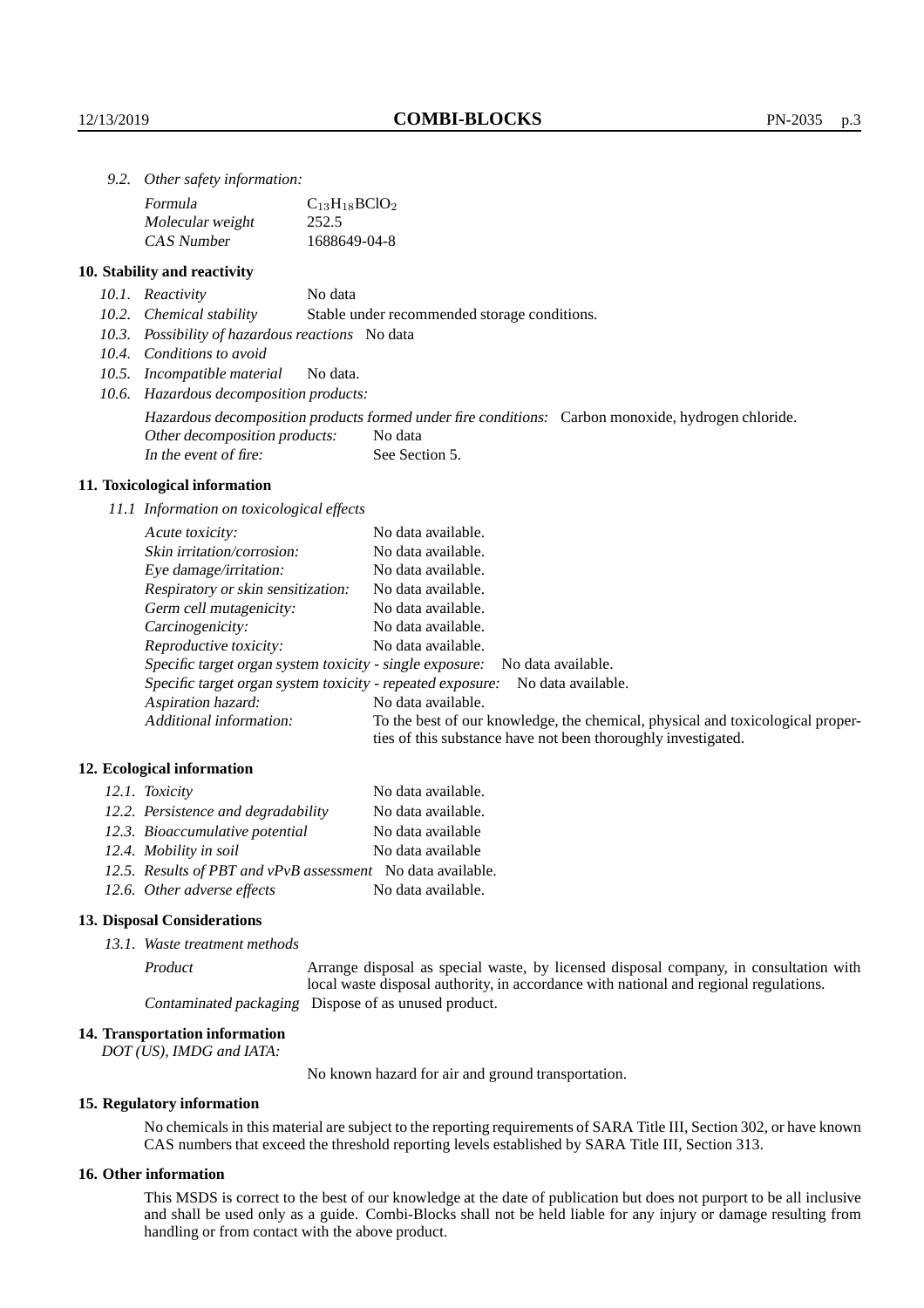*9.2. Other safety information:*

| | |
|---|---|
| *Formula* | $C_{13}H_{18}BClO_2$ |
| *Molecular weight* | 252.5 |
| *CAS Number* | 1688649-04-8 |

## 10. Stability and reactivity

*10.1. Reactivity* No data

*10.2. Chemical stability* Stable under recommended storage conditions.

*10.3. Possibility of hazardous reactions* No data

*10.4. Conditions to avoid*

*10.5. Incompatible material* No data.

*10.6. Hazardous decomposition products:*

*Hazardous decomposition products formed under fire conditions:* Carbon monoxide, hydrogen chloride.

*Other decomposition products:* No data

*In the event of fire:* See Section 5.

## 11. Toxicological information

*11.1 Information on toxicological effects*

| | |
|---|---|
| *Acute toxicity:* | No data available. |
| *Skin irritation/corrosion:* | No data available. |
| *Eye damage/irritation:* | No data available. |
| *Respiratory or skin sensitization:* | No data available. |
| *Germ cell mutagenicity:* | No data available. |
| *Carcinogenicity:* | No data available. |
| *Reproductive toxicity:* | No data available. |
| *Specific target organ system toxicity - single exposure:* | No data available. |
| *Specific target organ system toxicity - repeated exposure:* | No data available. |
| *Aspiration hazard:* | No data available. |
| *Additional information:* | To the best of our knowledge, the chemical, physical and toxicological properties of this substance have not been thoroughly investigated. |

## 12. Ecological information

| | |
|---|---|
| *12.1. Toxicity* | No data available. |
| *12.2. Persistence and degradability* | No data available. |
| *12.3. Bioaccumulative potential* | No data available |
| *12.4. Mobility in soil* | No data available |
| *12.5. Results of PBT and vPvB assessment* | No data available. |
| *12.6. Other adverse effects* | No data available. |

## 13. Disposal Considerations

*13.1. Waste treatment methods*

*Product* Arrange disposal as special waste, by licensed disposal company, in consultation with local waste disposal authority, in accordance with national and regional regulations.

*Contaminated packaging* Dispose of as unused product.

## 14. Transportation information

*DOT (US), IMDG and IATA:*

No known hazard for air and ground transportation.

## 15. Regulatory information

No chemicals in this material are subject to the reporting requirements of SARA Title III, Section 302, or have known CAS numbers that exceed the threshold reporting levels established by SARA Title III, Section 313.

## 16. Other information

This MSDS is correct to the best of our knowledge at the date of publication but does not purport to be all inclusive and shall be used only as a guide. Combi-Blocks shall not be held liable for any injury or damage resulting from handling or from contact with the above product.